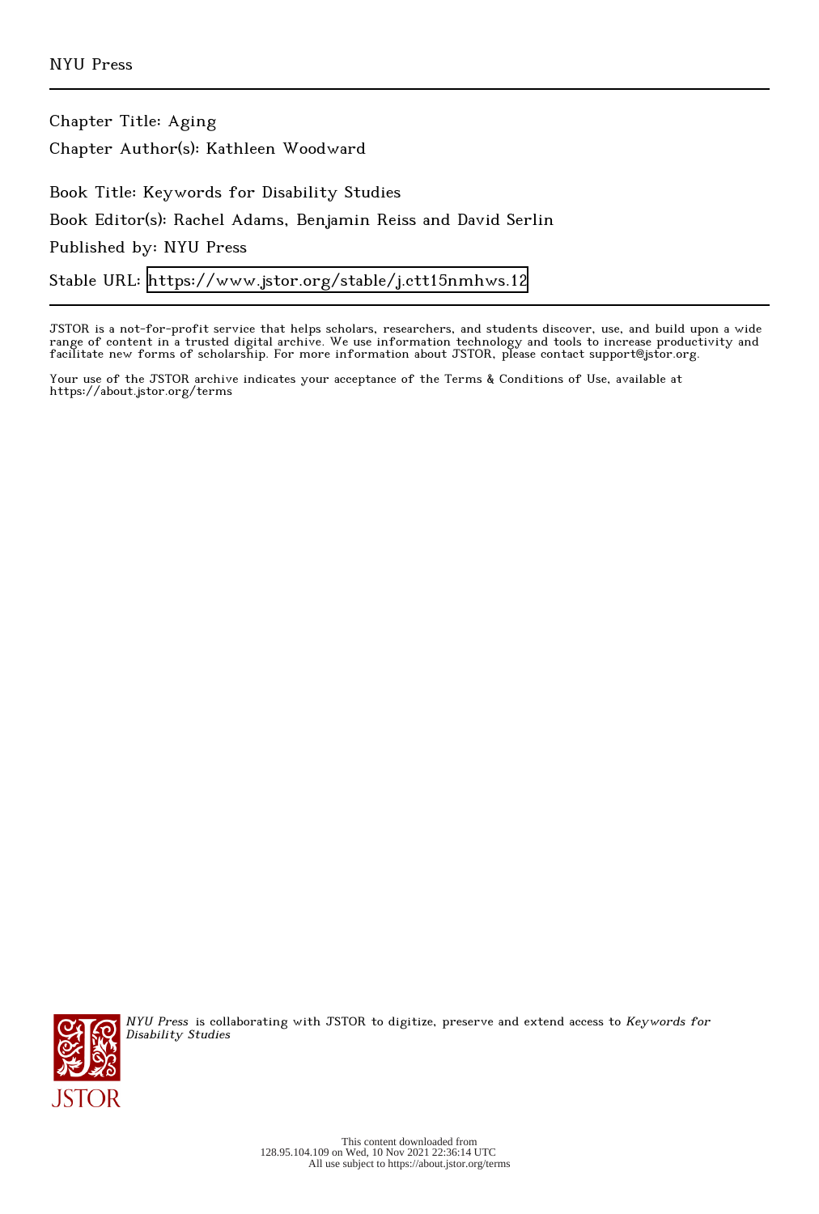NYU Press

Chapter Title: Aging

Chapter Author(s): Kathleen Woodward

Book Title: Keywords for Disability Studies

Book Editor(s): Rachel Adams, Benjamin Reiss and David Serlin

Published by: NYU Press

Stable URL: https://www.jstor.org/stable/j.ctt15nmhws.12

JSTOR is a not-for-profit service that helps scholars, researchers, and students discover, use, and build upon a wide range of content in a trusted digital archive. We use information technology and tools to increase productivity and facilitate new forms of scholarship. For more information about JSTOR, please contact support@jstor.org.

Your use of the JSTOR archive indicates your acceptance of the Terms & Conditions of Use, available at https://about.jstor.org/terms

*NYU Press* is collaborating with JSTOR to digitize, preserve and extend access to *Keywords for Disability Studies*

This content downloaded from 128.95.104.109 on Wed, 10 Nov 2021 22:36:14 UTC
All use subject to https://about.jstor.org/terms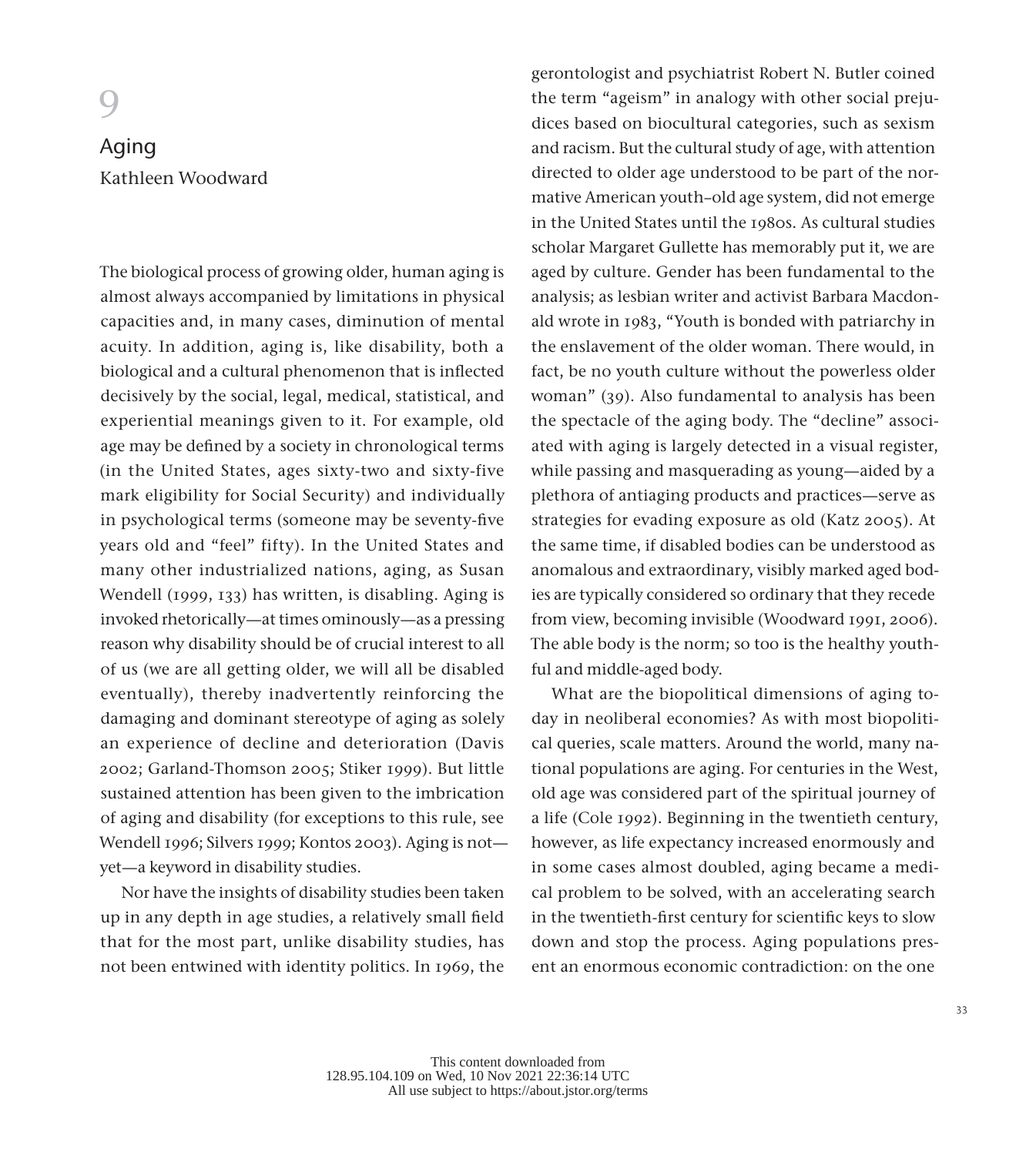# 9

# Aging

## Kathleen Woodward

The biological process of growing older, human aging is almost always accompanied by limitations in physical capacities and, in many cases, diminution of mental acuity. In addition, aging is, like disability, both a biological and a cultural phenomenon that is inflected decisively by the social, legal, medical, statistical, and experiential meanings given to it. For example, old age may be defined by a society in chronological terms (in the United States, ages sixty-two and sixty-five mark eligibility for Social Security) and individually in psychological terms (someone may be seventy-five years old and "feel" fifty). In the United States and many other industrialized nations, aging, as Susan Wendell (1999, 133) has written, is disabling. Aging is invoked rhetorically—at times ominously—as a pressing reason why disability should be of crucial interest to all of us (we are all getting older, we will all be disabled eventually), thereby inadvertently reinforcing the damaging and dominant stereotype of aging as solely an experience of decline and deterioration (Davis 2002; Garland-Thomson 2005; Stiker 1999). But little sustained attention has been given to the imbrication of aging and disability (for exceptions to this rule, see Wendell 1996; Silvers 1999; Kontos 2003). Aging is not—yet—a keyword in disability studies.

Nor have the insights of disability studies been taken up in any depth in age studies, a relatively small field that for the most part, unlike disability studies, has not been entwined with identity politics. In 1969, the gerontologist and psychiatrist Robert N. Butler coined the term "ageism" in analogy with other social prejudices based on biocultural categories, such as sexism and racism. But the cultural study of age, with attention directed to older age understood to be part of the normative American youth–old age system, did not emerge in the United States until the 1980s. As cultural studies scholar Margaret Gullette has memorably put it, we are aged by culture. Gender has been fundamental to the analysis; as lesbian writer and activist Barbara Macdonald wrote in 1983, "Youth is bonded with patriarchy in the enslavement of the older woman. There would, in fact, be no youth culture without the powerless older woman" (39). Also fundamental to analysis has been the spectacle of the aging body. The "decline" associated with aging is largely detected in a visual register, while passing and masquerading as young—aided by a plethora of antiaging products and practices—serve as strategies for evading exposure as old (Katz 2005). At the same time, if disabled bodies can be understood as anomalous and extraordinary, visibly marked aged bodies are typically considered so ordinary that they recede from view, becoming invisible (Woodward 1991, 2006). The able body is the norm; so too is the healthy youthful and middle-aged body.

What are the biopolitical dimensions of aging today in neoliberal economies? As with most biopolitical queries, scale matters. Around the world, many national populations are aging. For centuries in the West, old age was considered part of the spiritual journey of a life (Cole 1992). Beginning in the twentieth century, however, as life expectancy increased enormously and in some cases almost doubled, aging became a medical problem to be solved, with an accelerating search in the twentieth-first century for scientific keys to slow down and stop the process. Aging populations present an enormous economic contradiction: on the one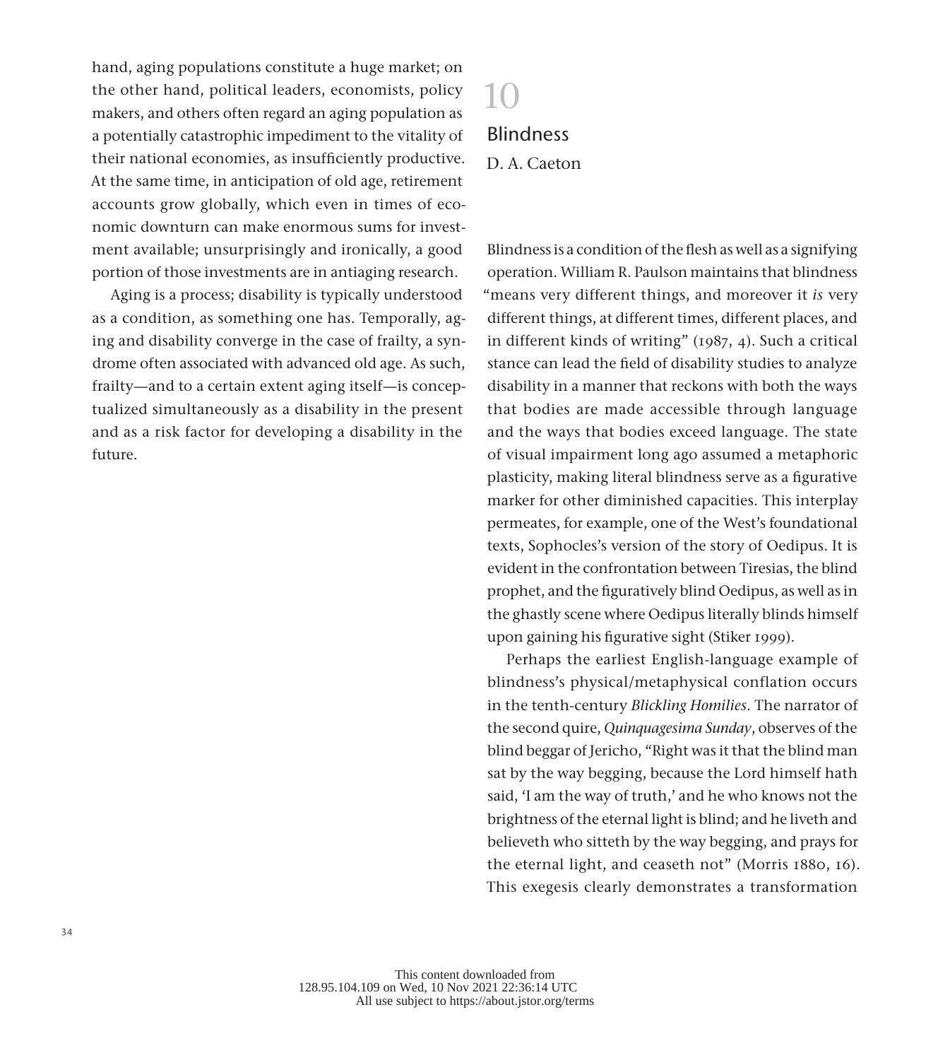hand, aging populations constitute a huge market; on the other hand, political leaders, economists, policy makers, and others often regard an aging population as a potentially catastrophic impediment to the vitality of their national economies, as insufficiently productive. At the same time, in anticipation of old age, retirement accounts grow globally, which even in times of economic downturn can make enormous sums for investment available; unsurprisingly and ironically, a good portion of those investments are in antiaging research.

Aging is a process; disability is typically understood as a condition, as something one has. Temporally, aging and disability converge in the case of frailty, a syndrome often associated with advanced old age. As such, frailty—and to a certain extent aging itself—is conceptualized simultaneously as a disability in the present and as a risk factor for developing a disability in the future.

# 10

## Blindness

D. A. Caeton

Blindness is a condition of the flesh as well as a signifying operation. William R. Paulson maintains that blindness "means very different things, and moreover it *is* very different things, at different times, different places, and in different kinds of writing" (1987, 4). Such a critical stance can lead the field of disability studies to analyze disability in a manner that reckons with both the ways that bodies are made accessible through language and the ways that bodies exceed language. The state of visual impairment long ago assumed a metaphoric plasticity, making literal blindness serve as a figurative marker for other diminished capacities. This interplay permeates, for example, one of the West's foundational texts, Sophocles's version of the story of Oedipus. It is evident in the confrontation between Tiresias, the blind prophet, and the figuratively blind Oedipus, as well as in the ghastly scene where Oedipus literally blinds himself upon gaining his figurative sight (Stiker 1999).

Perhaps the earliest English-language example of blindness's physical/metaphysical conflation occurs in the tenth-century *Blickling Homilies*. The narrator of the second quire, *Quinquagesima Sunday*, observes of the blind beggar of Jericho, "Right was it that the blind man sat by the way begging, because the Lord himself hath said, 'I am the way of truth,' and he who knows not the brightness of the eternal light is blind; and he liveth and believeth who sitteth by the way begging, and prays for the eternal light, and ceaseth not" (Morris 1880, 16). This exegesis clearly demonstrates a transformation